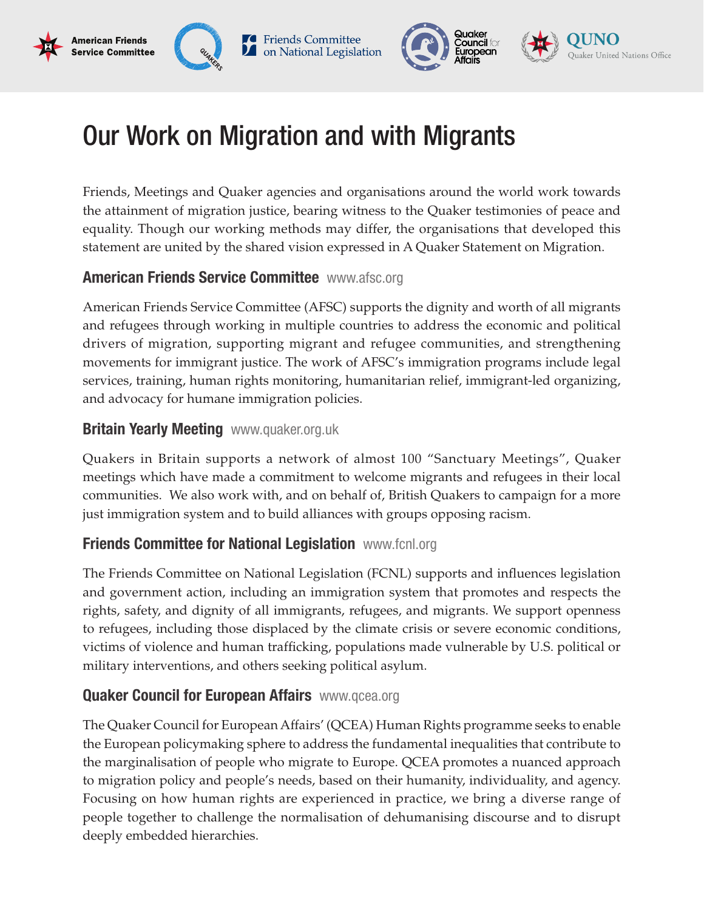American Friends Service Committee | Friends Committee on National Legislation | Quaker Council for European Affairs | QUNO Quaker United Nations Office

# Our Work on Migration and with Migrants

Friends, Meetings and Quaker agencies and organisations around the world work towards the attainment of migration justice, bearing witness to the Quaker testimonies of peace and equality. Though our working methods may differ, the organisations that developed this statement are united by the shared vision expressed in A Quaker Statement on Migration.

## American Friends Service Committee www.afsc.org

American Friends Service Committee (AFSC) supports the dignity and worth of all migrants and refugees through working in multiple countries to address the economic and political drivers of migration, supporting migrant and refugee communities, and strengthening movements for immigrant justice. The work of AFSC's immigration programs include legal services, training, human rights monitoring, humanitarian relief, immigrant-led organizing, and advocacy for humane immigration policies.

## Britain Yearly Meeting www.quaker.org.uk

Quakers in Britain supports a network of almost 100 "Sanctuary Meetings", Quaker meetings which have made a commitment to welcome migrants and refugees in their local communities. We also work with, and on behalf of, British Quakers to campaign for a more just immigration system and to build alliances with groups opposing racism.

## Friends Committee for National Legislation www.fcnl.org

The Friends Committee on National Legislation (FCNL) supports and influences legislation and government action, including an immigration system that promotes and respects the rights, safety, and dignity of all immigrants, refugees, and migrants. We support openness to refugees, including those displaced by the climate crisis or severe economic conditions, victims of violence and human trafficking, populations made vulnerable by U.S. political or military interventions, and others seeking political asylum.

## Quaker Council for European Affairs www.qcea.org

The Quaker Council for European Affairs' (QCEA) Human Rights programme seeks to enable the European policymaking sphere to address the fundamental inequalities that contribute to the marginalisation of people who migrate to Europe. QCEA promotes a nuanced approach to migration policy and people's needs, based on their humanity, individuality, and agency. Focusing on how human rights are experienced in practice, we bring a diverse range of people together to challenge the normalisation of dehumanising discourse and to disrupt deeply embedded hierarchies.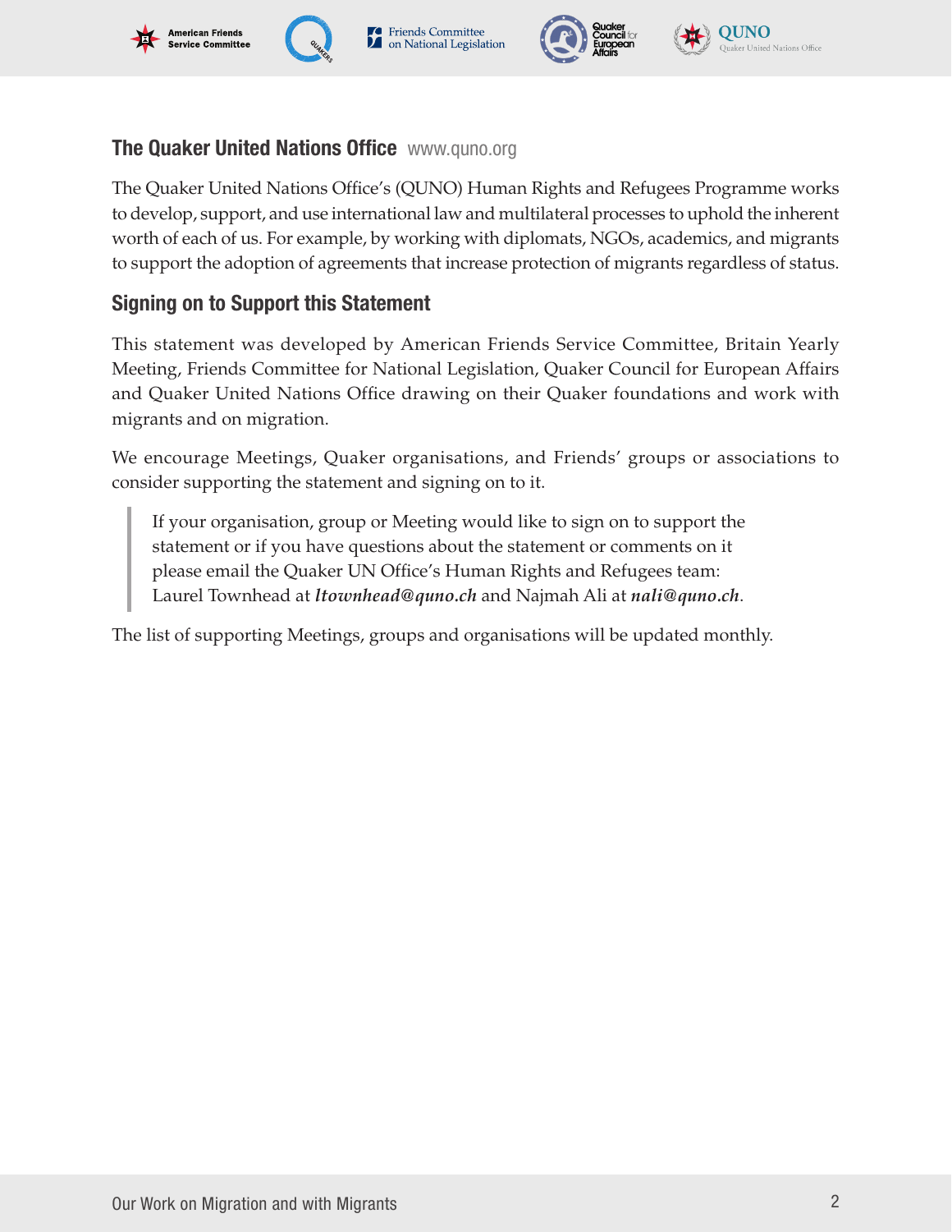## The Quaker United Nations Office www.quno.org

The Quaker United Nations Office's (QUNO) Human Rights and Refugees Programme works to develop, support, and use international law and multilateral processes to uphold the inherent worth of each of us. For example, by working with diplomats, NGOs, academics, and migrants to support the adoption of agreements that increase protection of migrants regardless of status.

## Signing on to Support this Statement

This statement was developed by American Friends Service Committee, Britain Yearly Meeting, Friends Committee for National Legislation, Quaker Council for European Affairs and Quaker United Nations Office drawing on their Quaker foundations and work with migrants and on migration.

We encourage Meetings, Quaker organisations, and Friends' groups or associations to consider supporting the statement and signing on to it.

> If your organisation, group or Meeting would like to sign on to support the statement or if you have questions about the statement or comments on it please email the Quaker UN Office's Human Rights and Refugees team: Laurel Townhead at ***ltownhead@quno.ch*** and Najmah Ali at ***nali@quno.ch***.

The list of supporting Meetings, groups and organisations will be updated monthly.